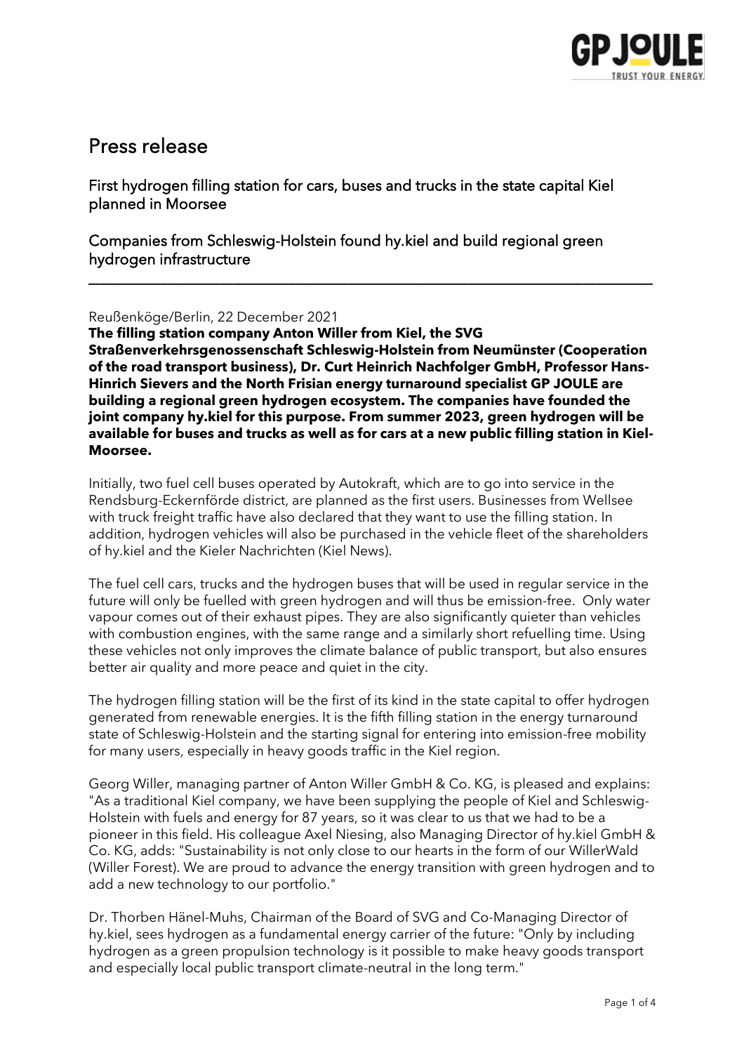# Press release

## First hydrogen filling station for cars, buses and trucks in the state capital Kiel planned in Moorsee

## Companies from Schleswig-Holstein found hy.kiel and build regional green hydrogen infrastructure

---

Reußenköge/Berlin, 22 December 2021

**The filling station company Anton Willer from Kiel, the SVG Straßenverkehrsgenossenschaft Schleswig-Holstein from Neumünster (Cooperation of the road transport business), Dr. Curt Heinrich Nachfolger GmbH, Professor Hans-Hinrich Sievers and the North Frisian energy turnaround specialist GP JOULE are building a regional green hydrogen ecosystem. The companies have founded the joint company hy.kiel for this purpose. From summer 2023, green hydrogen will be available for buses and trucks as well as for cars at a new public filling station in Kiel-Moorsee.**

Initially, two fuel cell buses operated by Autokraft, which are to go into service in the Rendsburg-Eckernförde district, are planned as the first users. Businesses from Wellsee with truck freight traffic have also declared that they want to use the filling station. In addition, hydrogen vehicles will also be purchased in the vehicle fleet of the shareholders of hy.kiel and the Kieler Nachrichten (Kiel News).

The fuel cell cars, trucks and the hydrogen buses that will be used in regular service in the future will only be fuelled with green hydrogen and will thus be emission-free. Only water vapour comes out of their exhaust pipes. They are also significantly quieter than vehicles with combustion engines, with the same range and a similarly short refuelling time. Using these vehicles not only improves the climate balance of public transport, but also ensures better air quality and more peace and quiet in the city.

The hydrogen filling station will be the first of its kind in the state capital to offer hydrogen generated from renewable energies. It is the fifth filling station in the energy turnaround state of Schleswig-Holstein and the starting signal for entering into emission-free mobility for many users, especially in heavy goods traffic in the Kiel region.

Georg Willer, managing partner of Anton Willer GmbH & Co. KG, is pleased and explains: "As a traditional Kiel company, we have been supplying the people of Kiel and Schleswig-Holstein with fuels and energy for 87 years, so it was clear to us that we had to be a pioneer in this field. His colleague Axel Niesing, also Managing Director of hy.kiel GmbH & Co. KG, adds: "Sustainability is not only close to our hearts in the form of our WillerWald (Willer Forest). We are proud to advance the energy transition with green hydrogen and to add a new technology to our portfolio."

Dr. Thorben Hänel-Muhs, Chairman of the Board of SVG and Co-Managing Director of hy.kiel, sees hydrogen as a fundamental energy carrier of the future: "Only by including hydrogen as a green propulsion technology is it possible to make heavy goods transport and especially local public transport climate-neutral in the long term."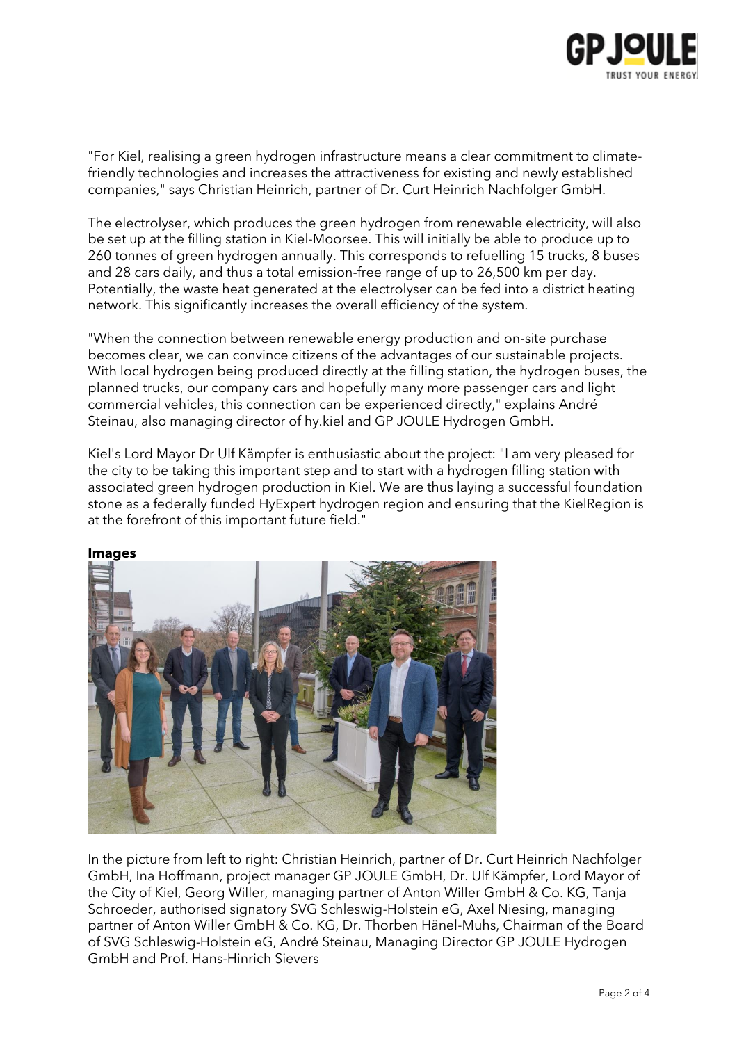"For Kiel, realising a green hydrogen infrastructure means a clear commitment to climate-friendly technologies and increases the attractiveness for existing and newly established companies," says Christian Heinrich, partner of Dr. Curt Heinrich Nachfolger GmbH.

The electrolyser, which produces the green hydrogen from renewable electricity, will also be set up at the filling station in Kiel-Moorsee. This will initially be able to produce up to 260 tonnes of green hydrogen annually. This corresponds to refuelling 15 trucks, 8 buses and 28 cars daily, and thus a total emission-free range of up to 26,500 km per day. Potentially, the waste heat generated at the electrolyser can be fed into a district heating network. This significantly increases the overall efficiency of the system.

"When the connection between renewable energy production and on-site purchase becomes clear, we can convince citizens of the advantages of our sustainable projects. With local hydrogen being produced directly at the filling station, the hydrogen buses, the planned trucks, our company cars and hopefully many more passenger cars and light commercial vehicles, this connection can be experienced directly," explains André Steinau, also managing director of hy.kiel and GP JOULE Hydrogen GmbH.

Kiel's Lord Mayor Dr Ulf Kämpfer is enthusiastic about the project: "I am very pleased for the city to be taking this important step and to start with a hydrogen filling station with associated green hydrogen production in Kiel. We are thus laying a successful foundation stone as a federally funded HyExpert hydrogen region and ensuring that the KielRegion is at the forefront of this important future field."

**Images**

In the picture from left to right: Christian Heinrich, partner of Dr. Curt Heinrich Nachfolger GmbH, Ina Hoffmann, project manager GP JOULE GmbH, Dr. Ulf Kämpfer, Lord Mayor of the City of Kiel, Georg Willer, managing partner of Anton Willer GmbH & Co. KG, Tanja Schroeder, authorised signatory SVG Schleswig-Holstein eG, Axel Niesing, managing partner of Anton Willer GmbH & Co. KG, Dr. Thorben Hänel-Muhs, Chairman of the Board of SVG Schleswig-Holstein eG, André Steinau, Managing Director GP JOULE Hydrogen GmbH and Prof. Hans-Hinrich Sievers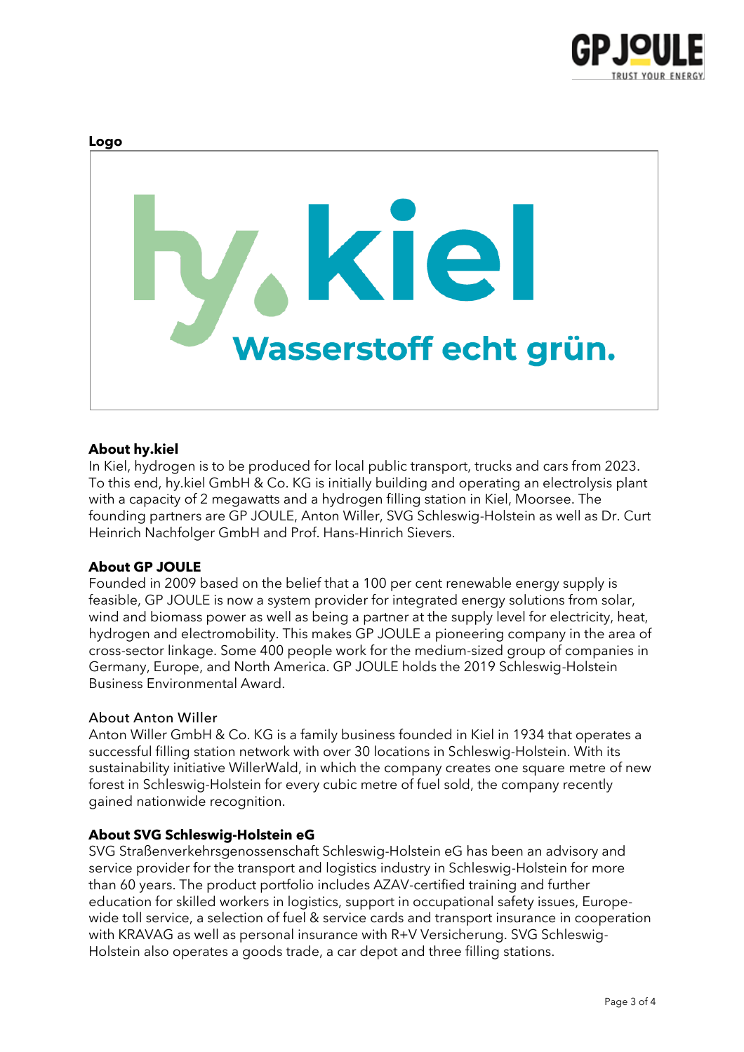**Logo**

hy.kiel
Wasserstoff echt grün.

**About hy.kiel**

In Kiel, hydrogen is to be produced for local public transport, trucks and cars from 2023. To this end, hy.kiel GmbH & Co. KG is initially building and operating an electrolysis plant with a capacity of 2 megawatts and a hydrogen filling station in Kiel, Moorsee. The founding partners are GP JOULE, Anton Willer, SVG Schleswig-Holstein as well as Dr. Curt Heinrich Nachfolger GmbH and Prof. Hans-Hinrich Sievers.

**About GP JOULE**

Founded in 2009 based on the belief that a 100 per cent renewable energy supply is feasible, GP JOULE is now a system provider for integrated energy solutions from solar, wind and biomass power as well as being a partner at the supply level for electricity, heat, hydrogen and electromobility. This makes GP JOULE a pioneering company in the area of cross-sector linkage. Some 400 people work for the medium-sized group of companies in Germany, Europe, and North America. GP JOULE holds the 2019 Schleswig-Holstein Business Environmental Award.

About Anton Willer

Anton Willer GmbH & Co. KG is a family business founded in Kiel in 1934 that operates a successful filling station network with over 30 locations in Schleswig-Holstein. With its sustainability initiative WillerWald, in which the company creates one square metre of new forest in Schleswig-Holstein for every cubic metre of fuel sold, the company recently gained nationwide recognition.

**About SVG Schleswig-Holstein eG**

SVG Straßenverkehrsgenossenschaft Schleswig-Holstein eG has been an advisory and service provider for the transport and logistics industry in Schleswig-Holstein for more than 60 years. The product portfolio includes AZAV-certified training and further education for skilled workers in logistics, support in occupational safety issues, Europe-wide toll service, a selection of fuel & service cards and transport insurance in cooperation with KRAVAG as well as personal insurance with R+V Versicherung. SVG Schleswig-Holstein also operates a goods trade, a car depot and three filling stations.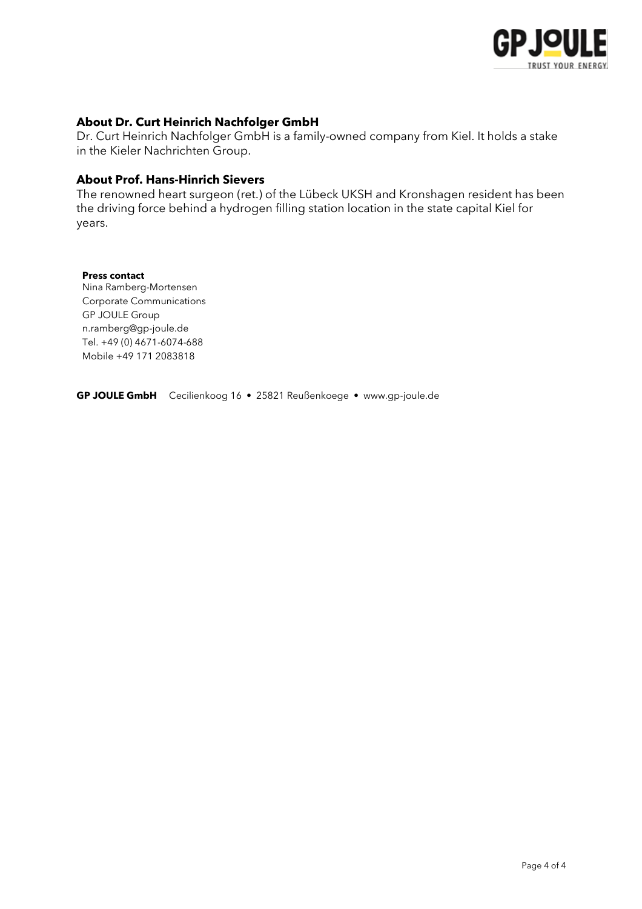### About Dr. Curt Heinrich Nachfolger GmbH

Dr. Curt Heinrich Nachfolger GmbH is a family-owned company from Kiel. It holds a stake in the Kieler Nachrichten Group.

### About Prof. Hans-Hinrich Sievers

The renowned heart surgeon (ret.) of the Lübeck UKSH and Kronshagen resident has been the driving force behind a hydrogen filling station location in the state capital Kiel for years.

**Press contact**
Nina Ramberg-Mortensen
Corporate Communications
GP JOULE Group
n.ramberg@gp-joule.de
Tel. +49 (0) 4671-6074-688
Mobile +49 171 2083818

**GP JOULE GmbH** Cecilienkoog 16 • 25821 Reußenkoege • www.gp-joule.de